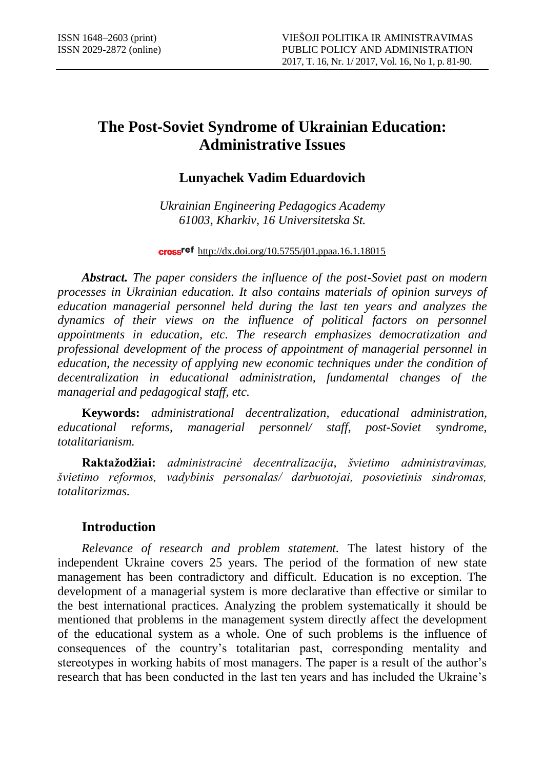# The Post-Soviet Syndrome of Ukrainian Education: Administrative Issues

## Lunyachek Vadim Eduardovich

*Ukrainian Engineering Pedagogics Academy*
*61003, Kharkiv, 16 Universitetska St.*

crossref http://dx.doi.org/10.5755/j01.ppaa.16.1.18015

***Abstract.*** *The paper considers the influence of the post-Soviet past on modern processes in Ukrainian education. It also contains materials of opinion surveys of education managerial personnel held during the last ten years and analyzes the dynamics of their views on the influence of political factors on personnel appointments in education, etc. The research emphasizes democratization and professional development of the process of appointment of managerial personnel in education, the necessity of applying new economic techniques under the condition of decentralization in educational administration, fundamental changes of the managerial and pedagogical staff, etc.*

**Keywords:** *administrational decentralization, educational administration, educational reforms, managerial personnel/ staff, post-Soviet syndrome, totalitarianism.*

**Raktažodžiai:** *administracinė decentralizacija, švietimo administravimas, švietimo reformos, vadybinis personalas/ darbuotojai, posovietinis sindromas, totalitarizmas.*

## Introduction

*Relevance of research and problem statement.* The latest history of the independent Ukraine covers 25 years. The period of the formation of new state management has been contradictory and difficult. Education is no exception. The development of a managerial system is more declarative than effective or similar to the best international practices. Analyzing the problem systematically it should be mentioned that problems in the management system directly affect the development of the educational system as a whole. One of such problems is the influence of consequences of the country's totalitarian past, corresponding mentality and stereotypes in working habits of most managers. The paper is a result of the author's research that has been conducted in the last ten years and has included the Ukraine's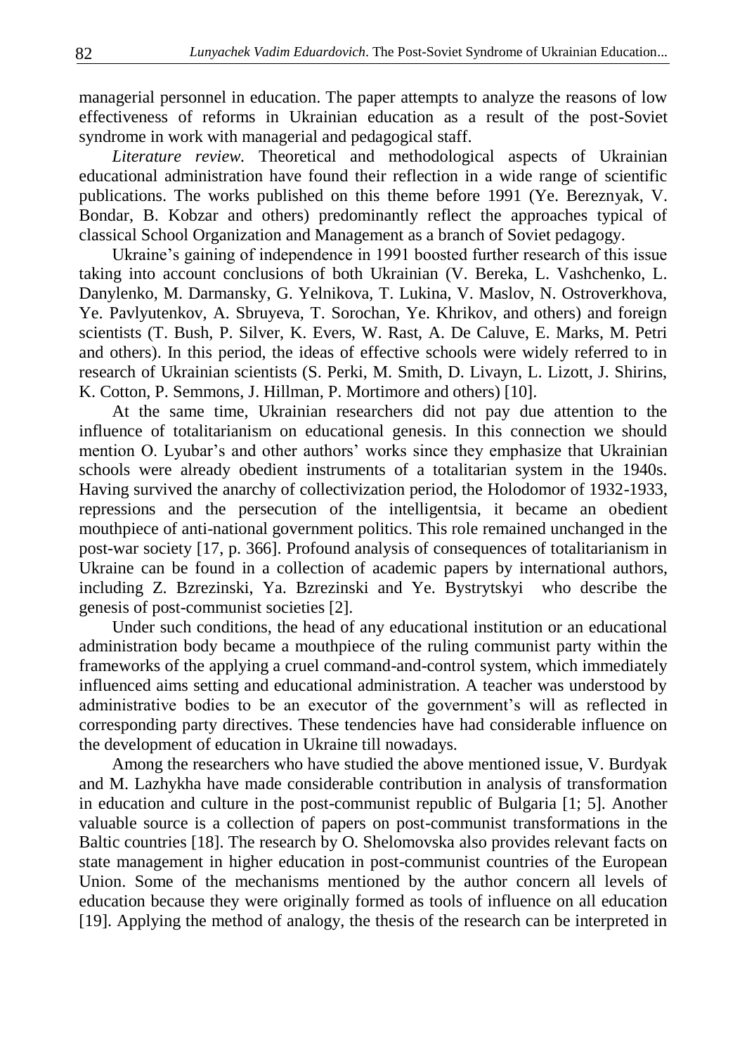managerial personnel in education. The paper attempts to analyze the reasons of low effectiveness of reforms in Ukrainian education as a result of the post-Soviet syndrome in work with managerial and pedagogical staff.

*Literature review.* Theoretical and methodological aspects of Ukrainian educational administration have found their reflection in a wide range of scientific publications. The works published on this theme before 1991 (Ye. Bereznyak, V. Bondar, B. Kobzar and others) predominantly reflect the approaches typical of classical School Organization and Management as a branch of Soviet pedagogy.

Ukraine's gaining of independence in 1991 boosted further research of this issue taking into account conclusions of both Ukrainian (V. Bereka, L. Vashchenko, L. Danylenko, M. Darmansky, G. Yelnikova, T. Lukina, V. Maslov, N. Ostroverkhova, Ye. Pavlyutenkov, A. Sbruyeva, T. Sorochan, Ye. Khrikov, and others) and foreign scientists (T. Bush, P. Silver, K. Evers, W. Rast, A. De Caluve, E. Marks, M. Petri and others). In this period, the ideas of effective schools were widely referred to in research of Ukrainian scientists (S. Perki, M. Smith, D. Livayn, L. Lizott, J. Shirins, K. Cotton, P. Semmons, J. Hillman, P. Mortimore and others) [10].

At the same time, Ukrainian researchers did not pay due attention to the influence of totalitarianism on educational genesis. In this connection we should mention O. Lyubar's and other authors' works since they emphasize that Ukrainian schools were already obedient instruments of a totalitarian system in the 1940s. Having survived the anarchy of collectivization period, the Holodomor of 1932-1933, repressions and the persecution of the intelligentsia, it became an obedient mouthpiece of anti-national government politics. This role remained unchanged in the post-war society [17, p. 366]. Profound analysis of consequences of totalitarianism in Ukraine can be found in a collection of academic papers by international authors, including Z. Bzrezinski, Ya. Bzrezinski and Ye. Bystrytskyi who describe the genesis of post-communist societies [2].

Under such conditions, the head of any educational institution or an educational administration body became a mouthpiece of the ruling communist party within the frameworks of the applying a cruel command-and-control system, which immediately influenced aims setting and educational administration. A teacher was understood by administrative bodies to be an executor of the government's will as reflected in corresponding party directives. These tendencies have had considerable influence on the development of education in Ukraine till nowadays.

Among the researchers who have studied the above mentioned issue, V. Burdyak and M. Lazhykha have made considerable contribution in analysis of transformation in education and culture in the post-communist republic of Bulgaria [1; 5]. Another valuable source is a collection of papers on post-communist transformations in the Baltic countries [18]. The research by O. Shelomovska also provides relevant facts on state management in higher education in post-communist countries of the European Union. Some of the mechanisms mentioned by the author concern all levels of education because they were originally formed as tools of influence on all education [19]. Applying the method of analogy, the thesis of the research can be interpreted in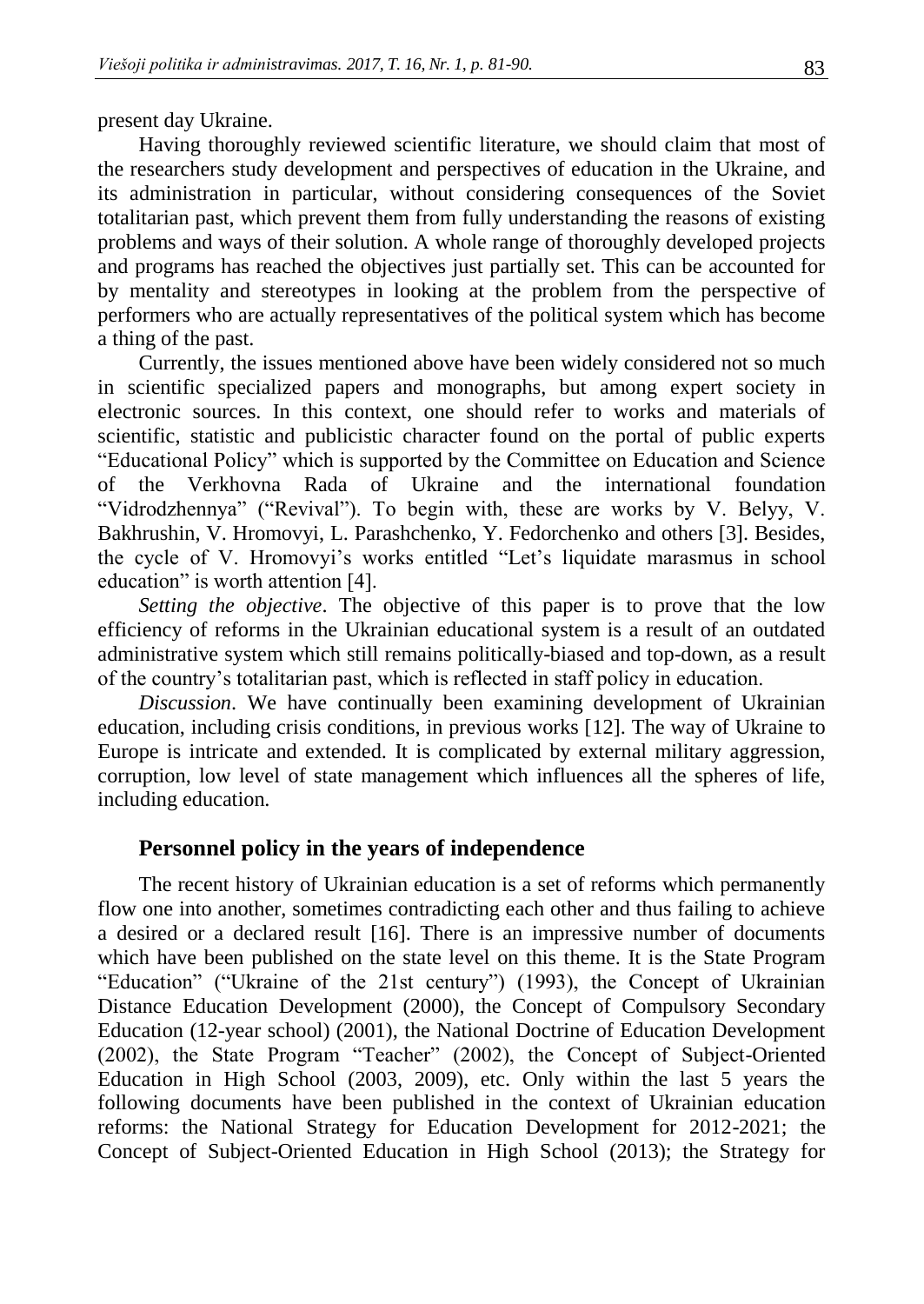present day Ukraine.

Having thoroughly reviewed scientific literature, we should claim that most of the researchers study development and perspectives of education in the Ukraine, and its administration in particular, without considering consequences of the Soviet totalitarian past, which prevent them from fully understanding the reasons of existing problems and ways of their solution. A whole range of thoroughly developed projects and programs has reached the objectives just partially set. This can be accounted for by mentality and stereotypes in looking at the problem from the perspective of performers who are actually representatives of the political system which has become a thing of the past.

Currently, the issues mentioned above have been widely considered not so much in scientific specialized papers and monographs, but among expert society in electronic sources. In this context, one should refer to works and materials of scientific, statistic and publicistic character found on the portal of public experts "Educational Policy" which is supported by the Committee on Education and Science of the Verkhovna Rada of Ukraine and the international foundation "Vidrodzhennya" ("Revival"). To begin with, these are works by V. Belyy, V. Bakhrushin, V. Hromovyi, L. Parashchenko, Y. Fedorchenko and others [3]. Besides, the cycle of V. Hromovyi's works entitled "Let's liquidate marasmus in school education" is worth attention [4].

*Setting the objective*. The objective of this paper is to prove that the low efficiency of reforms in the Ukrainian educational system is a result of an outdated administrative system which still remains politically-biased and top-down, as a result of the country's totalitarian past, which is reflected in staff policy in education.

*Discussion*. We have continually been examining development of Ukrainian education, including crisis conditions, in previous works [12]. The way of Ukraine to Europe is intricate and extended. It is complicated by external military aggression, corruption, low level of state management which influences all the spheres of life, including education.

## Personnel policy in the years of independence

The recent history of Ukrainian education is a set of reforms which permanently flow one into another, sometimes contradicting each other and thus failing to achieve a desired or a declared result [16]. There is an impressive number of documents which have been published on the state level on this theme. It is the State Program "Education" ("Ukraine of the 21st century") (1993), the Concept of Ukrainian Distance Education Development (2000), the Concept of Compulsory Secondary Education (12-year school) (2001), the National Doctrine of Education Development (2002), the State Program "Teacher" (2002), the Concept of Subject-Oriented Education in High School (2003, 2009), etc. Only within the last 5 years the following documents have been published in the context of Ukrainian education reforms: the National Strategy for Education Development for 2012-2021; the Concept of Subject-Oriented Education in High School (2013); the Strategy for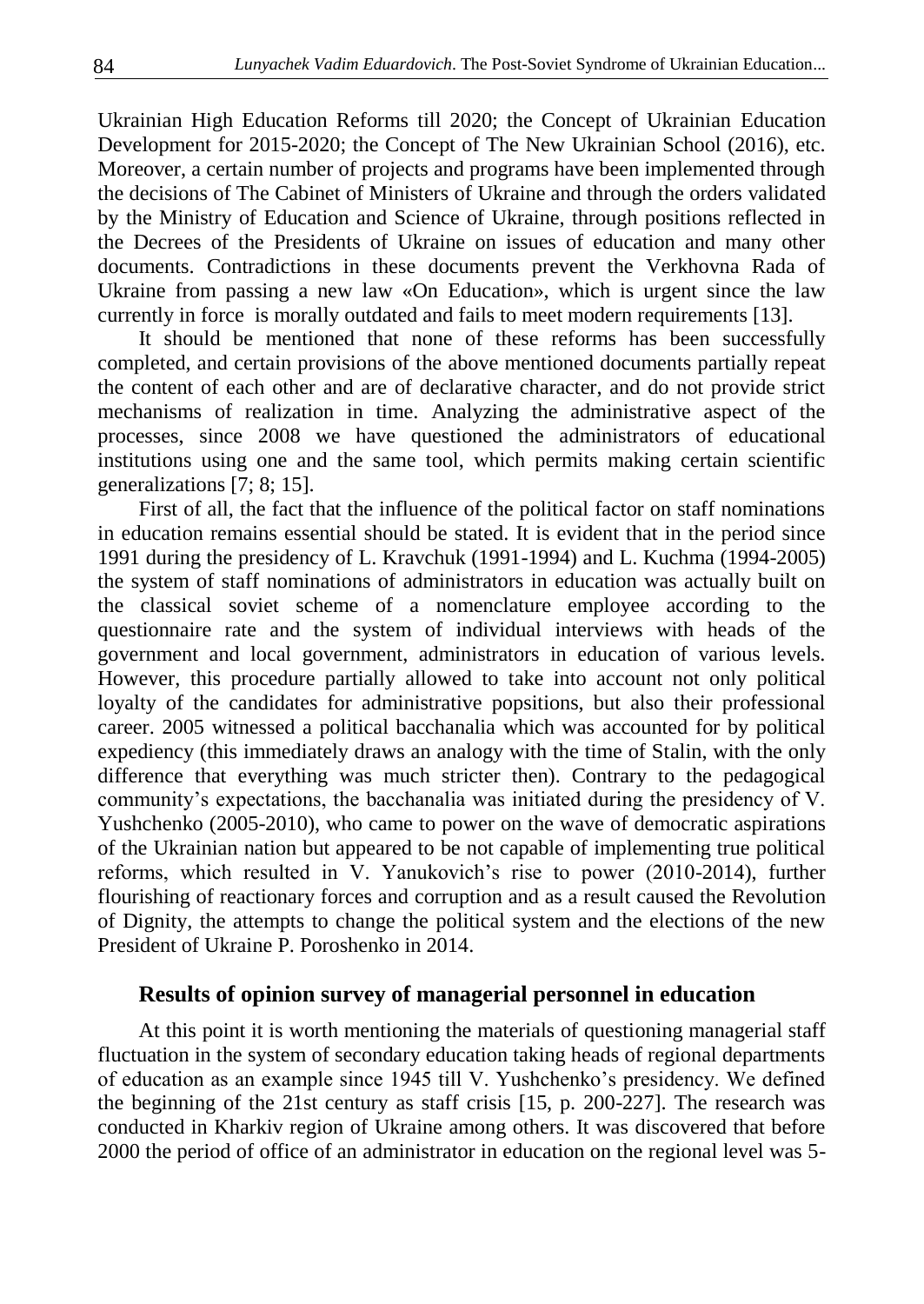Ukrainian High Education Reforms till 2020; the Concept of Ukrainian Education Development for 2015-2020; the Concept of The New Ukrainian School (2016), etc. Moreover, a certain number of projects and programs have been implemented through the decisions of The Cabinet of Ministers of Ukraine and through the orders validated by the Ministry of Education and Science of Ukraine, through positions reflected in the Decrees of the Presidents of Ukraine on issues of education and many other documents. Contradictions in these documents prevent the Verkhovna Rada of Ukraine from passing a new law «On Education», which is urgent since the law currently in force is morally outdated and fails to meet modern requirements [13].

It should be mentioned that none of these reforms has been successfully completed, and certain provisions of the above mentioned documents partially repeat the content of each other and are of declarative character, and do not provide strict mechanisms of realization in time. Analyzing the administrative aspect of the processes, since 2008 we have questioned the administrators of educational institutions using one and the same tool, which permits making certain scientific generalizations [7; 8; 15].

First of all, the fact that the influence of the political factor on staff nominations in education remains essential should be stated. It is evident that in the period since 1991 during the presidency of L. Kravchuk (1991-1994) and L. Kuchma (1994-2005) the system of staff nominations of administrators in education was actually built on the classical soviet scheme of a nomenclature employee according to the questionnaire rate and the system of individual interviews with heads of the government and local government, administrators in education of various levels. However, this procedure partially allowed to take into account not only political loyalty of the candidates for administrative popsitions, but also their professional career. 2005 witnessed a political bacchanalia which was accounted for by political expediency (this immediately draws an analogy with the time of Stalin, with the only difference that everything was much stricter then). Contrary to the pedagogical community's expectations, the bacchanalia was initiated during the presidency of V. Yushchenko (2005-2010), who came to power on the wave of democratic aspirations of the Ukrainian nation but appeared to be not capable of implementing true political reforms, which resulted in V. Yanukovich's rise to power (2010-2014), further flourishing of reactionary forces and corruption and as a result caused the Revolution of Dignity, the attempts to change the political system and the elections of the new President of Ukraine P. Poroshenko in 2014.

## Results of opinion survey of managerial personnel in education

At this point it is worth mentioning the materials of questioning managerial staff fluctuation in the system of secondary education taking heads of regional departments of education as an example since 1945 till V. Yushchenko's presidency. We defined the beginning of the 21st century as staff crisis [15, p. 200-227]. The research was conducted in Kharkiv region of Ukraine among others. It was discovered that before 2000 the period of office of an administrator in education on the regional level was 5-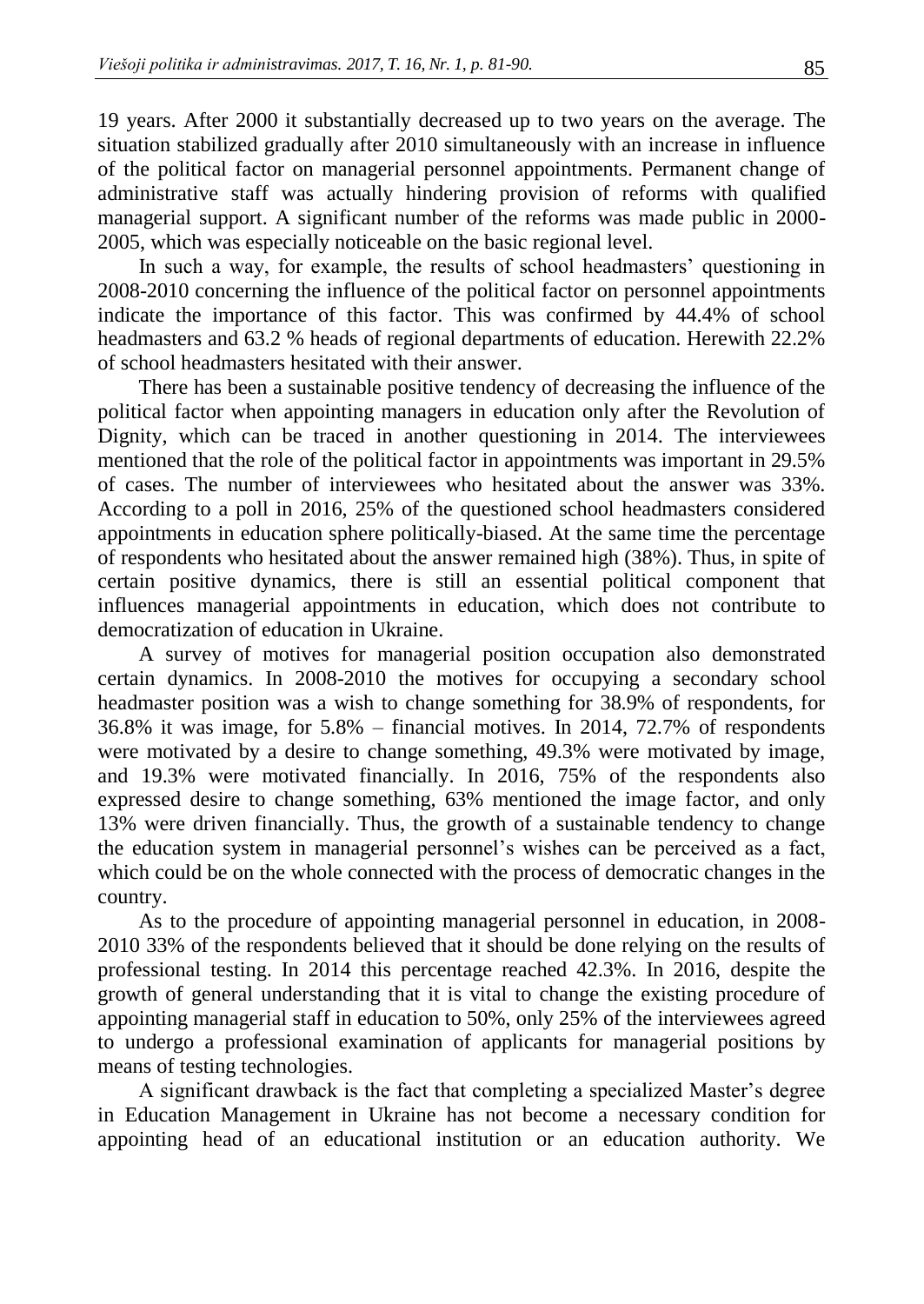19 years. After 2000 it substantially decreased up to two years on the average. The situation stabilized gradually after 2010 simultaneously with an increase in influence of the political factor on managerial personnel appointments. Permanent change of administrative staff was actually hindering provision of reforms with qualified managerial support. A significant number of the reforms was made public in 2000-2005, which was especially noticeable on the basic regional level.

In such a way, for example, the results of school headmasters' questioning in 2008-2010 concerning the influence of the political factor on personnel appointments indicate the importance of this factor. This was confirmed by 44.4% of school headmasters and 63.2 % heads of regional departments of education. Herewith 22.2% of school headmasters hesitated with their answer.

There has been a sustainable positive tendency of decreasing the influence of the political factor when appointing managers in education only after the Revolution of Dignity, which can be traced in another questioning in 2014. The interviewees mentioned that the role of the political factor in appointments was important in 29.5% of cases. The number of interviewees who hesitated about the answer was 33%. According to a poll in 2016, 25% of the questioned school headmasters considered appointments in education sphere politically-biased. At the same time the percentage of respondents who hesitated about the answer remained high (38%). Thus, in spite of certain positive dynamics, there is still an essential political component that influences managerial appointments in education, which does not contribute to democratization of education in Ukraine.

A survey of motives for managerial position occupation also demonstrated certain dynamics. In 2008-2010 the motives for occupying a secondary school headmaster position was a wish to change something for 38.9% of respondents, for 36.8% it was image, for 5.8% – financial motives. In 2014, 72.7% of respondents were motivated by a desire to change something, 49.3% were motivated by image, and 19.3% were motivated financially. In 2016, 75% of the respondents also expressed desire to change something, 63% mentioned the image factor, and only 13% were driven financially. Thus, the growth of a sustainable tendency to change the education system in managerial personnel's wishes can be perceived as a fact, which could be on the whole connected with the process of democratic changes in the country.

As to the procedure of appointing managerial personnel in education, in 2008-2010 33% of the respondents believed that it should be done relying on the results of professional testing. In 2014 this percentage reached 42.3%. In 2016, despite the growth of general understanding that it is vital to change the existing procedure of appointing managerial staff in education to 50%, only 25% of the interviewees agreed to undergo a professional examination of applicants for managerial positions by means of testing technologies.

A significant drawback is the fact that completing a specialized Master's degree in Education Management in Ukraine has not become a necessary condition for appointing head of an educational institution or an education authority. We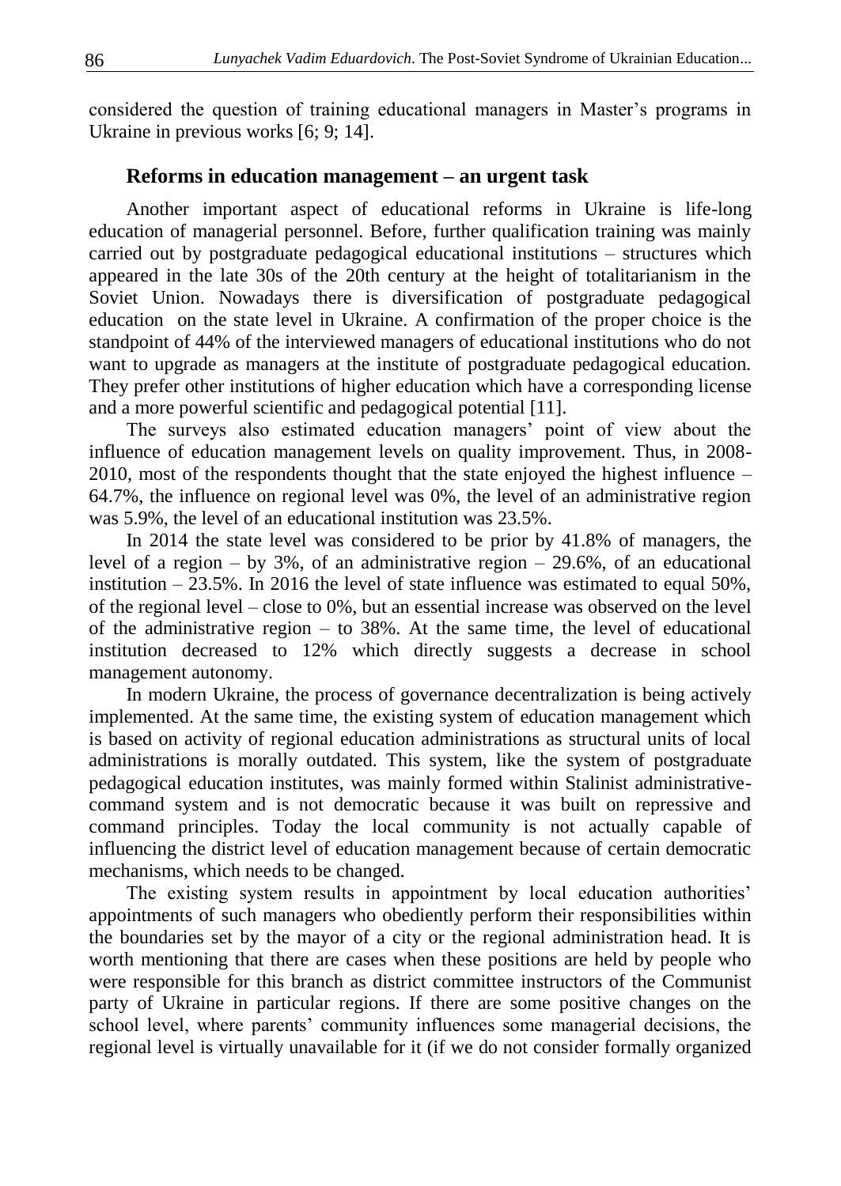considered the question of training educational managers in Master's programs in Ukraine in previous works [6; 9; 14].

## Reforms in education management – an urgent task

Another important aspect of educational reforms in Ukraine is life-long education of managerial personnel. Before, further qualification training was mainly carried out by postgraduate pedagogical educational institutions – structures which appeared in the late 30s of the 20th century at the height of totalitarianism in the Soviet Union. Nowadays there is diversification of postgraduate pedagogical education on the state level in Ukraine. A confirmation of the proper choice is the standpoint of 44% of the interviewed managers of educational institutions who do not want to upgrade as managers at the institute of postgraduate pedagogical education. They prefer other institutions of higher education which have a corresponding license and a more powerful scientific and pedagogical potential [11].

The surveys also estimated education managers' point of view about the influence of education management levels on quality improvement. Thus, in 2008-2010, most of the respondents thought that the state enjoyed the highest influence – 64.7%, the influence on regional level was 0%, the level of an administrative region was 5.9%, the level of an educational institution was 23.5%.

In 2014 the state level was considered to be prior by 41.8% of managers, the level of a region – by 3%, of an administrative region – 29.6%, of an educational institution – 23.5%. In 2016 the level of state influence was estimated to equal 50%, of the regional level – close to 0%, but an essential increase was observed on the level of the administrative region – to 38%. At the same time, the level of educational institution decreased to 12% which directly suggests a decrease in school management autonomy.

In modern Ukraine, the process of governance decentralization is being actively implemented. At the same time, the existing system of education management which is based on activity of regional education administrations as structural units of local administrations is morally outdated. This system, like the system of postgraduate pedagogical education institutes, was mainly formed within Stalinist administrative-command system and is not democratic because it was built on repressive and command principles. Today the local community is not actually capable of influencing the district level of education management because of certain democratic mechanisms, which needs to be changed.

The existing system results in appointment by local education authorities' appointments of such managers who obediently perform their responsibilities within the boundaries set by the mayor of a city or the regional administration head. It is worth mentioning that there are cases when these positions are held by people who were responsible for this branch as district committee instructors of the Communist party of Ukraine in particular regions. If there are some positive changes on the school level, where parents' community influences some managerial decisions, the regional level is virtually unavailable for it (if we do not consider formally organized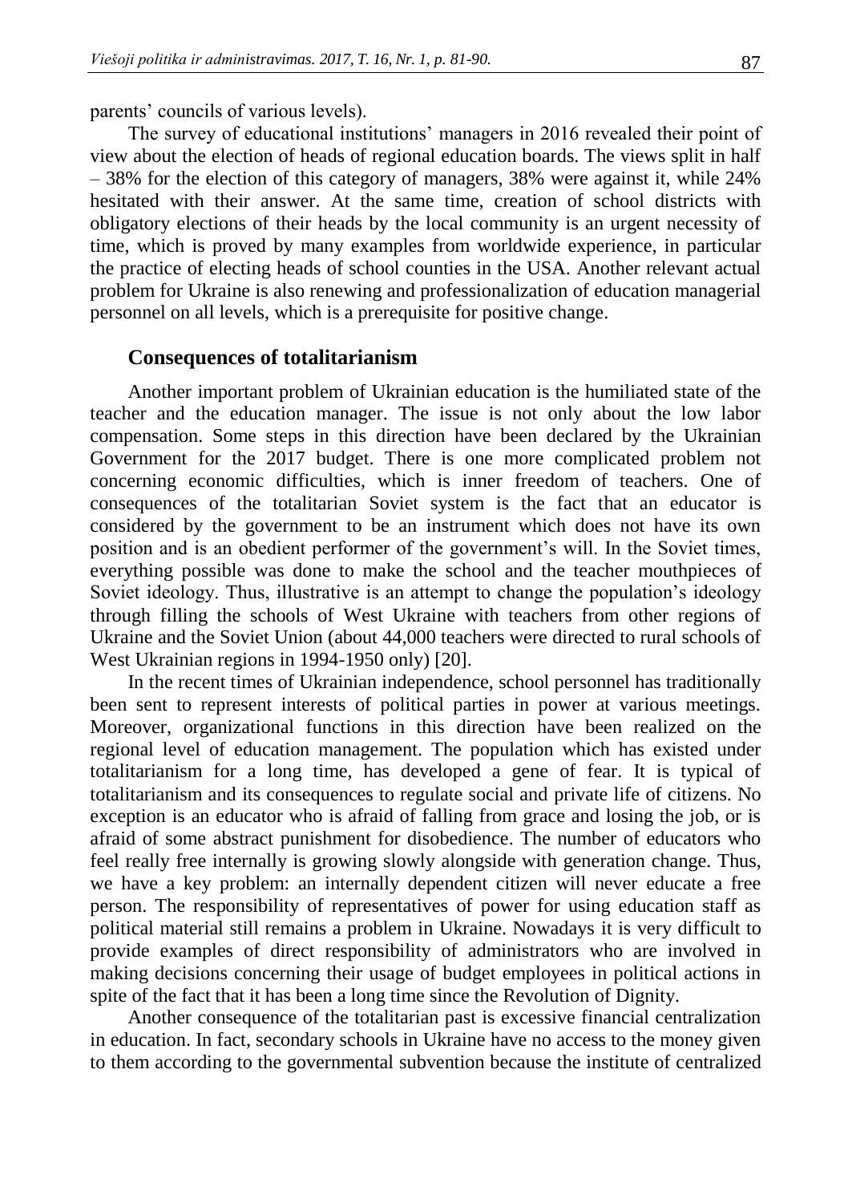parents' councils of various levels).

The survey of educational institutions' managers in 2016 revealed their point of view about the election of heads of regional education boards. The views split in half – 38% for the election of this category of managers, 38% were against it, while 24% hesitated with their answer. At the same time, creation of school districts with obligatory elections of their heads by the local community is an urgent necessity of time, which is proved by many examples from worldwide experience, in particular the practice of electing heads of school counties in the USA. Another relevant actual problem for Ukraine is also renewing and professionalization of education managerial personnel on all levels, which is a prerequisite for positive change.

## Consequences of totalitarianism

Another important problem of Ukrainian education is the humiliated state of the teacher and the education manager. The issue is not only about the low labor compensation. Some steps in this direction have been declared by the Ukrainian Government for the 2017 budget. There is one more complicated problem not concerning economic difficulties, which is inner freedom of teachers. One of consequences of the totalitarian Soviet system is the fact that an educator is considered by the government to be an instrument which does not have its own position and is an obedient performer of the government's will. In the Soviet times, everything possible was done to make the school and the teacher mouthpieces of Soviet ideology. Thus, illustrative is an attempt to change the population's ideology through filling the schools of West Ukraine with teachers from other regions of Ukraine and the Soviet Union (about 44,000 teachers were directed to rural schools of West Ukrainian regions in 1994-1950 only) [20].

In the recent times of Ukrainian independence, school personnel has traditionally been sent to represent interests of political parties in power at various meetings. Moreover, organizational functions in this direction have been realized on the regional level of education management. The population which has existed under totalitarianism for a long time, has developed a gene of fear. It is typical of totalitarianism and its consequences to regulate social and private life of citizens. No exception is an educator who is afraid of falling from grace and losing the job, or is afraid of some abstract punishment for disobedience. The number of educators who feel really free internally is growing slowly alongside with generation change. Thus, we have a key problem: an internally dependent citizen will never educate a free person. The responsibility of representatives of power for using education staff as political material still remains a problem in Ukraine. Nowadays it is very difficult to provide examples of direct responsibility of administrators who are involved in making decisions concerning their usage of budget employees in political actions in spite of the fact that it has been a long time since the Revolution of Dignity.

Another consequence of the totalitarian past is excessive financial centralization in education. In fact, secondary schools in Ukraine have no access to the money given to them according to the governmental subvention because the institute of centralized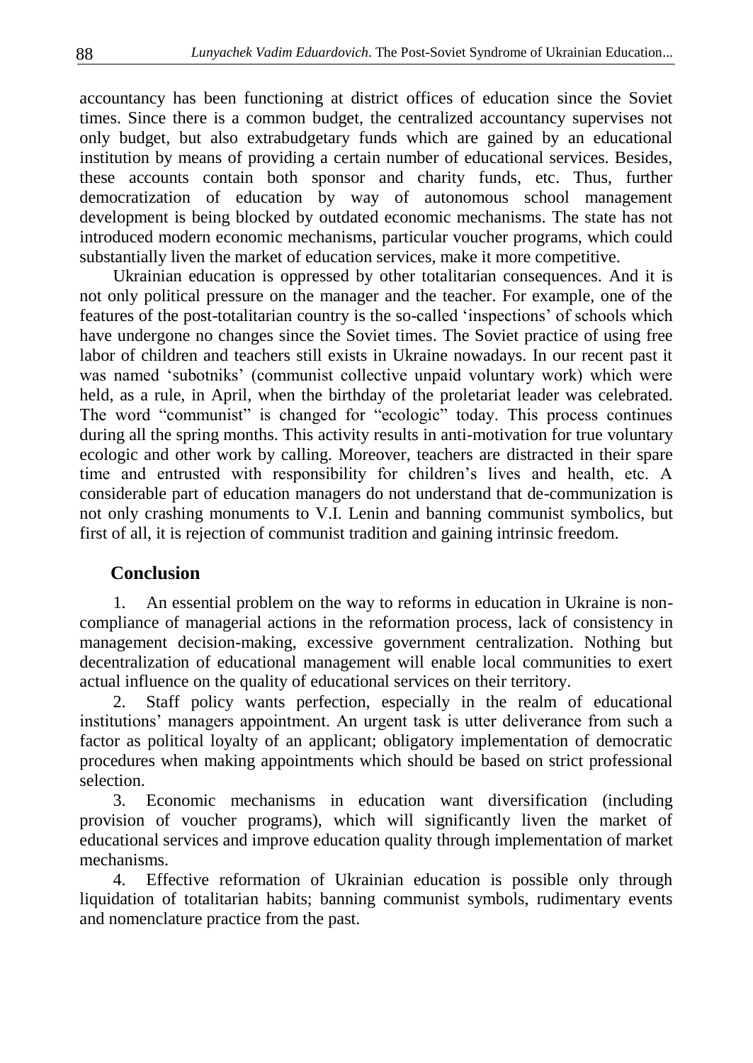accountancy has been functioning at district offices of education since the Soviet times. Since there is a common budget, the centralized accountancy supervises not only budget, but also extrabudgetary funds which are gained by an educational institution by means of providing a certain number of educational services. Besides, these accounts contain both sponsor and charity funds, etc. Thus, further democratization of education by way of autonomous school management development is being blocked by outdated economic mechanisms. The state has not introduced modern economic mechanisms, particular voucher programs, which could substantially liven the market of education services, make it more competitive.

Ukrainian education is oppressed by other totalitarian consequences. And it is not only political pressure on the manager and the teacher. For example, one of the features of the post-totalitarian country is the so-called 'inspections' of schools which have undergone no changes since the Soviet times. The Soviet practice of using free labor of children and teachers still exists in Ukraine nowadays. In our recent past it was named 'subotniks' (communist collective unpaid voluntary work) which were held, as a rule, in April, when the birthday of the proletariat leader was celebrated. The word "communist" is changed for "ecologic" today. This process continues during all the spring months. This activity results in anti-motivation for true voluntary ecologic and other work by calling. Moreover, teachers are distracted in their spare time and entrusted with responsibility for children's lives and health, etc. A considerable part of education managers do not understand that de-communization is not only crashing monuments to V.I. Lenin and banning communist symbolics, but first of all, it is rejection of communist tradition and gaining intrinsic freedom.

## Conclusion

1. An essential problem on the way to reforms in education in Ukraine is non-compliance of managerial actions in the reformation process, lack of consistency in management decision-making, excessive government centralization. Nothing but decentralization of educational management will enable local communities to exert actual influence on the quality of educational services on their territory.

2. Staff policy wants perfection, especially in the realm of educational institutions' managers appointment. An urgent task is utter deliverance from such a factor as political loyalty of an applicant; obligatory implementation of democratic procedures when making appointments which should be based on strict professional selection.

3. Economic mechanisms in education want diversification (including provision of voucher programs), which will significantly liven the market of educational services and improve education quality through implementation of market mechanisms.

4. Effective reformation of Ukrainian education is possible only through liquidation of totalitarian habits; banning communist symbols, rudimentary events and nomenclature practice from the past.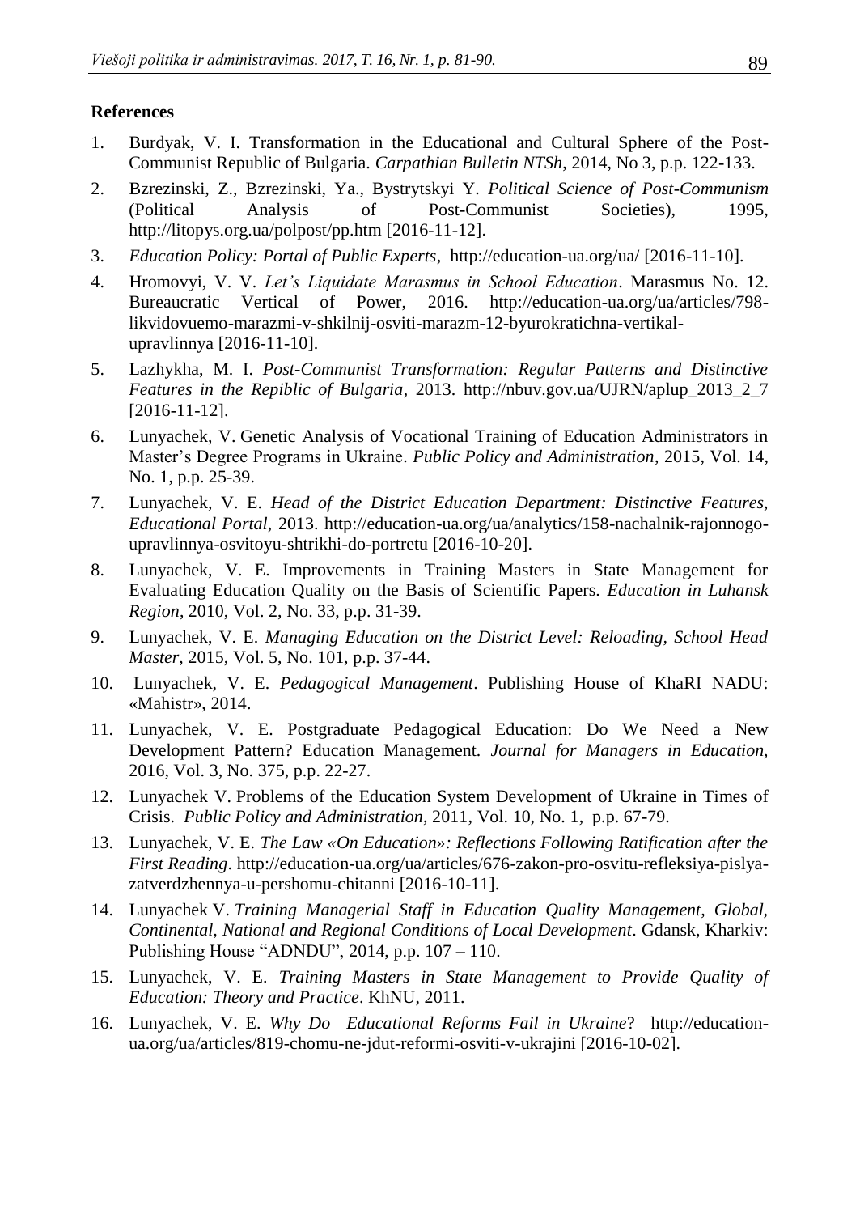**References**

1. Burdyak, V. I. Transformation in the Educational and Cultural Sphere of the Post-Communist Republic of Bulgaria. *Carpathian Bulletin NTSh*, 2014, No 3, p.p. 122-133.
2. Bzrezinski, Z., Bzrezinski, Ya., Bystrytskyi Y. *Political Science of Post-Communism* (Political Analysis of Post-Communist Societies), 1995, http://litopys.org.ua/polpost/pp.htm [2016-11-12].
3. *Education Policy: Portal of Public Experts*, http://education-ua.org/ua/ [2016-11-10].
4. Hromovyi, V. V. *Let's Liquidate Marasmus in School Education*. Marasmus No. 12. Bureaucratic Vertical of Power, 2016. http://education-ua.org/ua/articles/798-likvidovuemo-marazmi-v-shkilnij-osviti-marazm-12-byurokratichna-vertikal-upravlinnya [2016-11-10].
5. Lazhykha, M. I. *Post-Communist Transformation: Regular Patterns and Distinctive Features in the Repiblic of Bulgaria*, 2013. http://nbuv.gov.ua/UJRN/aplup_2013_2_7 [2016-11-12].
6. Lunyachek, V. Genetic Analysis of Vocational Training of Education Administrators in Master's Degree Programs in Ukraine. *Public Policy and Administration*, 2015, Vol. 14, No. 1, p.p. 25-39.
7. Lunyachek, V. E. *Head of the District Education Department: Distinctive Features, Educational Portal*, 2013. http://education-ua.org/ua/analytics/158-nachalnik-rajonnogo-upravlinnya-osvitoyu-shtrikhi-do-portretu [2016-10-20].
8. Lunyachek, V. E. Improvements in Training Masters in State Management for Evaluating Education Quality on the Basis of Scientific Papers. *Education in Luhansk Region*, 2010, Vol. 2, No. 33, p.p. 31-39.
9. Lunyachek, V. E. *Managing Education on the District Level: Reloading, School Head Master*, 2015, Vol. 5, No. 101, p.p. 37-44.
10. Lunyachek, V. E. *Pedagogical Management*. Publishing House of KhaRI NADU: «Mahistr», 2014.
11. Lunyachek, V. E. Postgraduate Pedagogical Education: Do We Need a New Development Pattern? Education Management. *Journal for Managers in Education*, 2016, Vol. 3, No. 375, p.p. 22-27.
12. Lunyachek V. Problems of the Education System Development of Ukraine in Times of Crisis. *Public Policy and Administration*, 2011, Vol. 10, No. 1, p.p. 67-79.
13. Lunyachek, V. E. *The Law «On Education»: Reflections Following Ratification after the First Reading*. http://education-ua.org/ua/articles/676-zakon-pro-osvitu-refleksiya-pislya-zatverdzhennya-u-pershomu-chitanni [2016-10-11].
14. Lunyachek V. *Training Managerial Staff in Education Quality Management, Global, Continental, National and Regional Conditions of Local Development*. Gdansk, Kharkiv: Publishing House "ADNDU", 2014, p.p. 107 – 110.
15. Lunyachek, V. E. *Training Masters in State Management to Provide Quality of Education: Theory and Practice*. KhNU, 2011.
16. Lunyachek, V. E. *Why Do Educational Reforms Fail in Ukraine*? http://education-ua.org/ua/articles/819-chomu-ne-jdut-reformi-osviti-v-ukrajini [2016-10-02].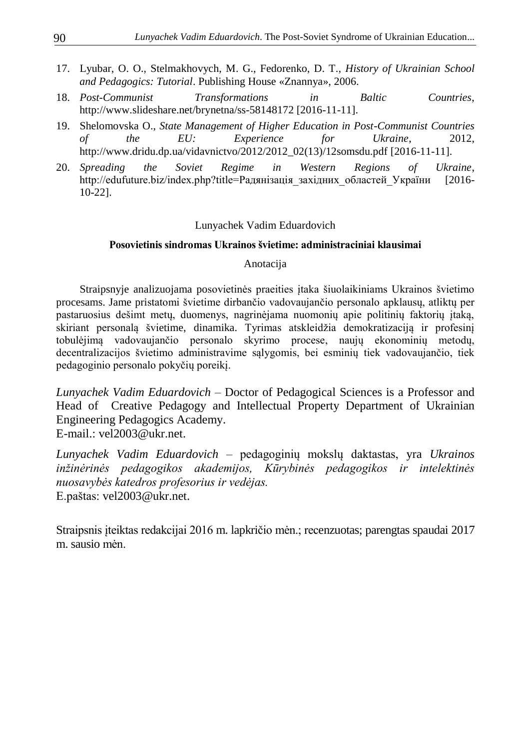17. Lyubar, O. O., Stelmakhovych, M. G., Fedorenko, D. T., *History of Ukrainian School and Pedagogics: Tutorial*. Publishing House «Znannya», 2006.
18. *Post-Communist Transformations in Baltic Countries*, http://www.slideshare.net/brynetna/ss-58148172 [2016-11-11].
19. Shelomovska O., *State Management of Higher Education in Post-Communist Countries of the EU: Experience for Ukraine*, 2012, http://www.dridu.dp.ua/vidavnictvo/2012/2012_02(13)/12somsdu.pdf [2016-11-11].
20. *Spreading the Soviet Regime in Western Regions of Ukraine*, http://edufuture.biz/index.php?title=Радянізація_західних_областей_України [2016-10-22].

Lunyachek Vadim Eduardovich

**Posovietinis sindromas Ukrainos švietime: administraciniai klausimai**

Anotacija

Straipsnyje analizuojama posovietinės praeities įtaka šiuolaikiniams Ukrainos švietimo procesams. Jame pristatomi švietime dirbančio vadovaujančio personalo apklausų, atliktų per pastaruosius dešimt metų, duomenys, nagrinėjama nuomonių apie politinių faktorių įtaką, skiriant personalą švietime, dinamika. Tyrimas atskleidžia demokratizaciją ir profesinį tobulėjimą vadovaujančio personalo skyrimo procese, naujų ekonominių metodų, decentralizacijos švietimo administravime sąlygomis, bei esminių tiek vadovaujančio, tiek pedagoginio personalo pokyčių poreikį.

*Lunyachek Vadim Eduardovich* – Doctor of Pedagogical Sciences is a Professor and Head of Creative Pedagogy and Intellectual Property Department of Ukrainian Engineering Pedagogics Academy.
E-mail.: vel2003@ukr.net.

*Lunyachek Vadim Eduardovich* – pedagoginių mokslų daktastas, yra *Ukrainos inžinėrinės pedagogikos akademijos, Kūrybinės pedagogikos ir intelektinės nuosavybės katedros profesorius ir vedėjas.*
E.paštas: vel2003@ukr.net.

Straipsnis įteiktas redakcijai 2016 m. lapkričio mėn.; recenzuotas; parengtas spaudai 2017 m. sausio mėn.